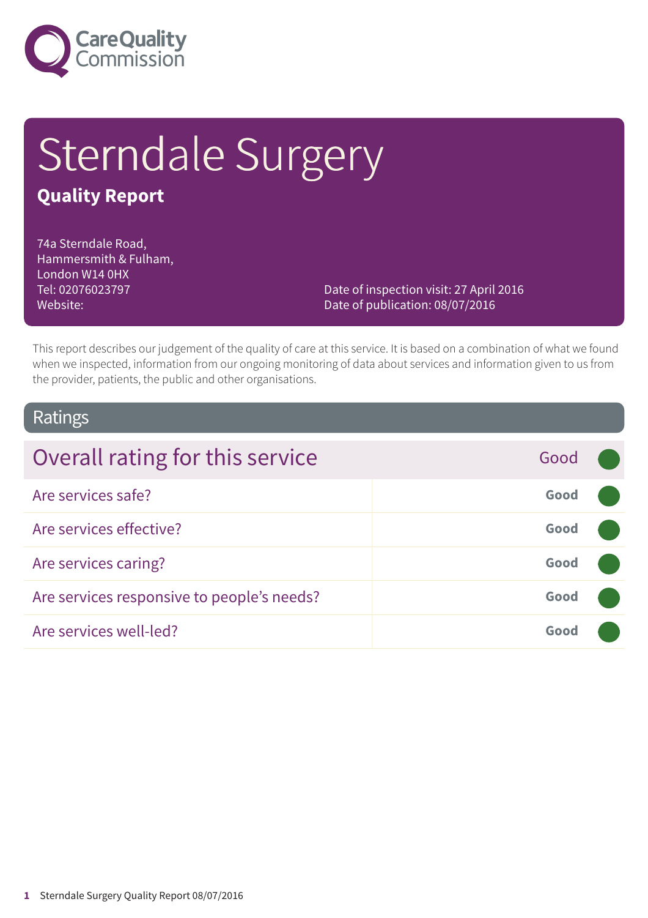Care Quality Commission

# Sterndale Surgery

## Quality Report

74a Sterndale Road,
Hammersmith & Fulham,
London W14 0HX
Tel: 02076023797
Website:

Date of inspection visit: 27 April 2016
Date of publication: 08/07/2016

This report describes our judgement of the quality of care at this service. It is based on a combination of what we found when we inspected, information from our ongoing monitoring of data about services and information given to us from the provider, patients, the public and other organisations.

## Ratings

| Overall rating for this service | Good |
|---|---|
| Are services safe? | Good |
| Are services effective? | Good |
| Are services caring? | Good |
| Are services responsive to people's needs? | Good |
| Are services well-led? | Good |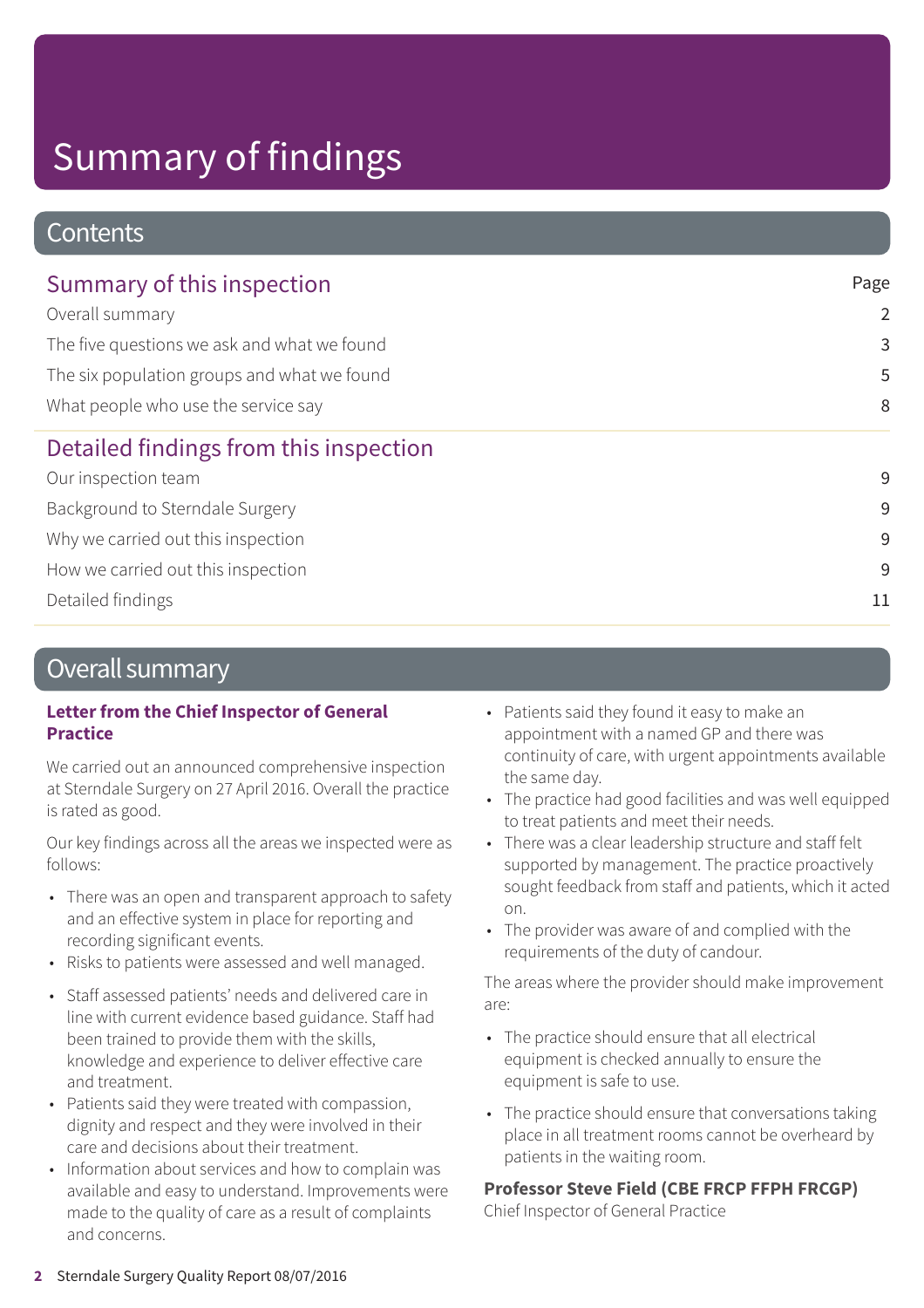# Summary of findings

## Contents

| Summary of this inspection | Page |
|---|---|
| Overall summary | 2 |
| The five questions we ask and what we found | 3 |
| The six population groups and what we found | 5 |
| What people who use the service say | 8 |

| Detailed findings from this inspection | |
|---|---|
| Our inspection team | 9 |
| Background to Sterndale Surgery | 9 |
| Why we carried out this inspection | 9 |
| How we carried out this inspection | 9 |
| Detailed findings | 11 |

## Overall summary

**Letter from the Chief Inspector of General Practice**

We carried out an announced comprehensive inspection at Sterndale Surgery on 27 April 2016. Overall the practice is rated as good.

Our key findings across all the areas we inspected were as follows:

- There was an open and transparent approach to safety and an effective system in place for reporting and recording significant events.
- Risks to patients were assessed and well managed.
- Staff assessed patients' needs and delivered care in line with current evidence based guidance. Staff had been trained to provide them with the skills, knowledge and experience to deliver effective care and treatment.
- Patients said they were treated with compassion, dignity and respect and they were involved in their care and decisions about their treatment.
- Information about services and how to complain was available and easy to understand. Improvements were made to the quality of care as a result of complaints and concerns.
- Patients said they found it easy to make an appointment with a named GP and there was continuity of care, with urgent appointments available the same day.
- The practice had good facilities and was well equipped to treat patients and meet their needs.
- There was a clear leadership structure and staff felt supported by management. The practice proactively sought feedback from staff and patients, which it acted on.
- The provider was aware of and complied with the requirements of the duty of candour.

The areas where the provider should make improvement are:

- The practice should ensure that all electrical equipment is checked annually to ensure the equipment is safe to use.
- The practice should ensure that conversations taking place in all treatment rooms cannot be overheard by patients in the waiting room.

**Professor Steve Field (CBE FRCP FFPH FRCGP)**
Chief Inspector of General Practice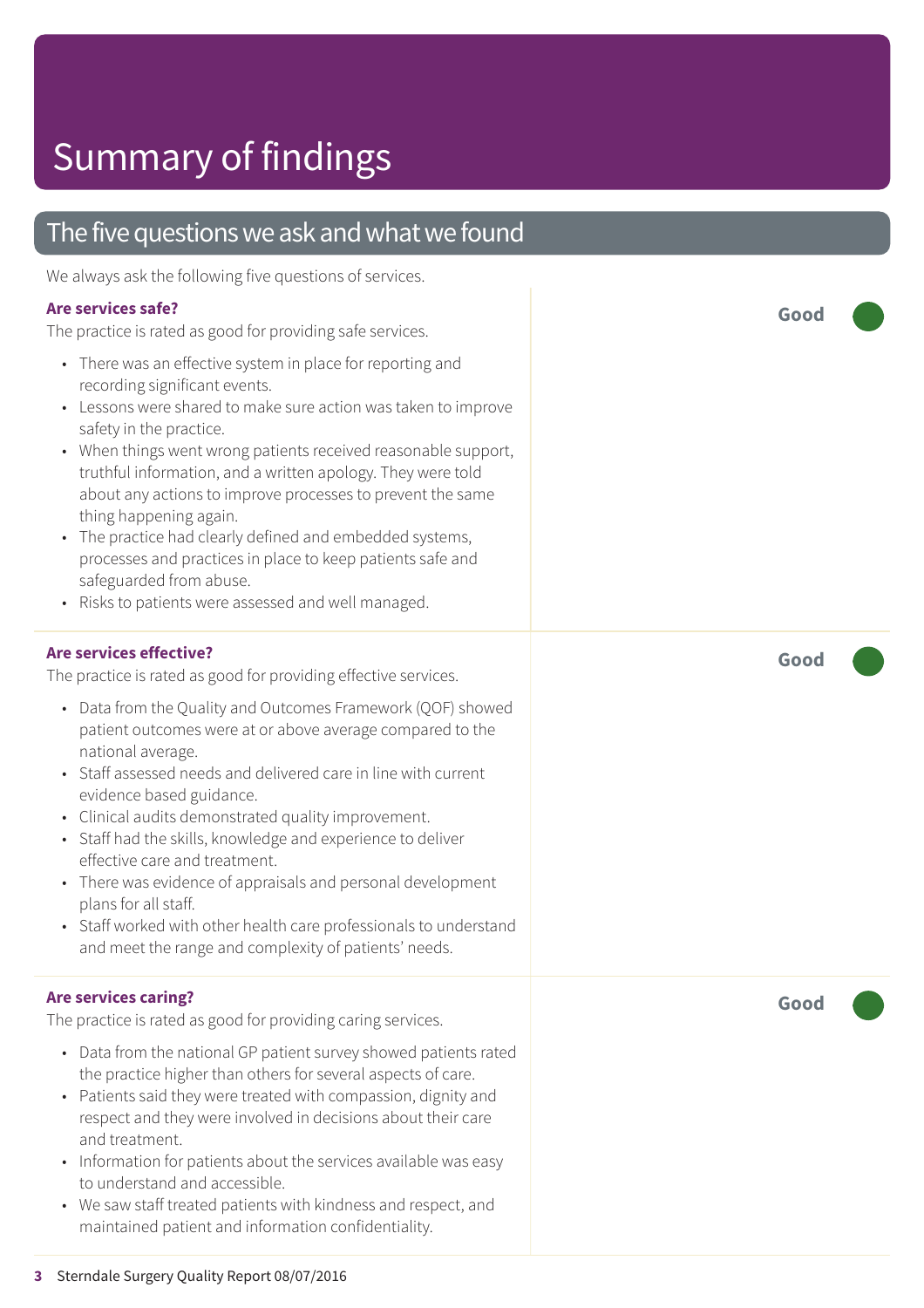# Summary of findings

## The five questions we ask and what we found

We always ask the following five questions of services.

### Are services safe?

**Good**

The practice is rated as good for providing safe services.

- There was an effective system in place for reporting and recording significant events.
- Lessons were shared to make sure action was taken to improve safety in the practice.
- When things went wrong patients received reasonable support, truthful information, and a written apology. They were told about any actions to improve processes to prevent the same thing happening again.
- The practice had clearly defined and embedded systems, processes and practices in place to keep patients safe and safeguarded from abuse.
- Risks to patients were assessed and well managed.

### Are services effective?

**Good**

The practice is rated as good for providing effective services.

- Data from the Quality and Outcomes Framework (QOF) showed patient outcomes were at or above average compared to the national average.
- Staff assessed needs and delivered care in line with current evidence based guidance.
- Clinical audits demonstrated quality improvement.
- Staff had the skills, knowledge and experience to deliver effective care and treatment.
- There was evidence of appraisals and personal development plans for all staff.
- Staff worked with other health care professionals to understand and meet the range and complexity of patients' needs.

### Are services caring?

**Good**

The practice is rated as good for providing caring services.

- Data from the national GP patient survey showed patients rated the practice higher than others for several aspects of care.
- Patients said they were treated with compassion, dignity and respect and they were involved in decisions about their care and treatment.
- Information for patients about the services available was easy to understand and accessible.
- We saw staff treated patients with kindness and respect, and maintained patient and information confidentiality.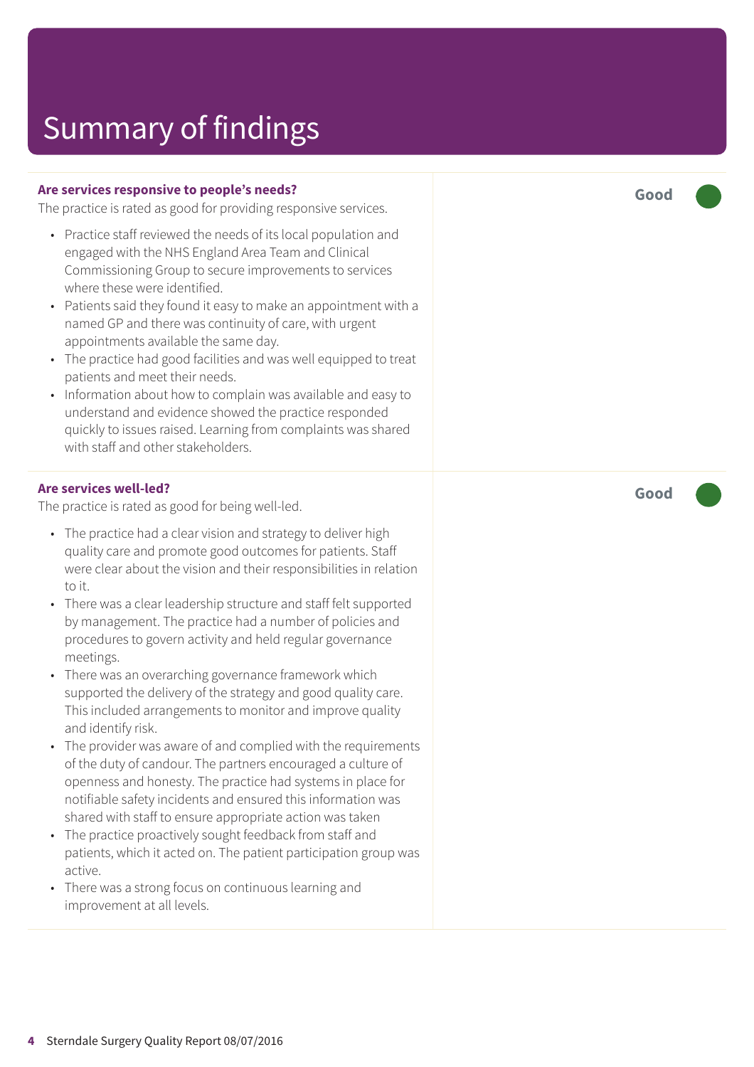# Summary of findings

### Are services responsive to people's needs?

**Good**

The practice is rated as good for providing responsive services.

- Practice staff reviewed the needs of its local population and engaged with the NHS England Area Team and Clinical Commissioning Group to secure improvements to services where these were identified.
- Patients said they found it easy to make an appointment with a named GP and there was continuity of care, with urgent appointments available the same day.
- The practice had good facilities and was well equipped to treat patients and meet their needs.
- Information about how to complain was available and easy to understand and evidence showed the practice responded quickly to issues raised. Learning from complaints was shared with staff and other stakeholders.

### Are services well-led?

**Good**

The practice is rated as good for being well-led.

- The practice had a clear vision and strategy to deliver high quality care and promote good outcomes for patients. Staff were clear about the vision and their responsibilities in relation to it.
- There was a clear leadership structure and staff felt supported by management. The practice had a number of policies and procedures to govern activity and held regular governance meetings.
- There was an overarching governance framework which supported the delivery of the strategy and good quality care. This included arrangements to monitor and improve quality and identify risk.
- The provider was aware of and complied with the requirements of the duty of candour. The partners encouraged a culture of openness and honesty. The practice had systems in place for notifiable safety incidents and ensured this information was shared with staff to ensure appropriate action was taken
- The practice proactively sought feedback from staff and patients, which it acted on. The patient participation group was active.
- There was a strong focus on continuous learning and improvement at all levels.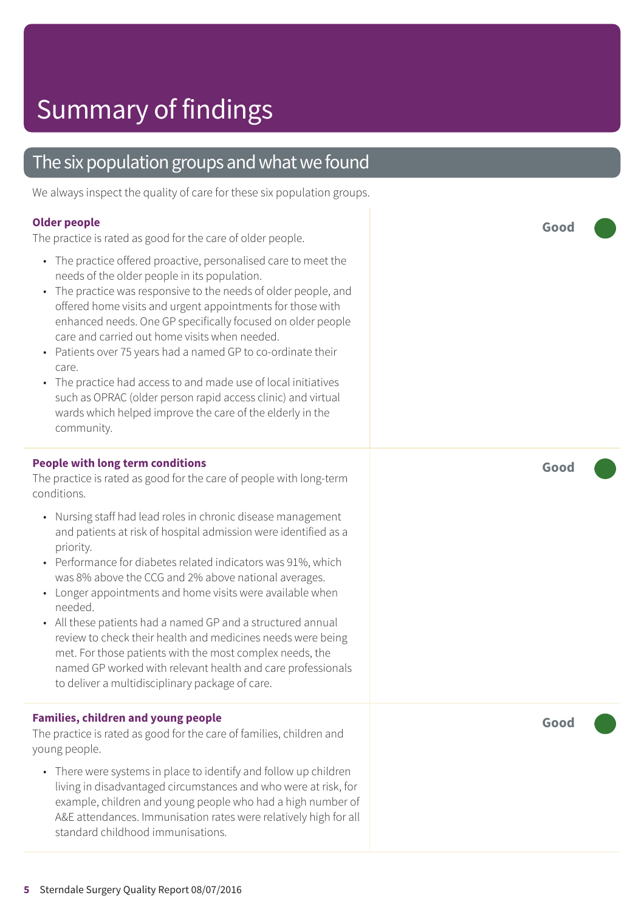# Summary of findings

## The six population groups and what we found

We always inspect the quality of care for these six population groups.

### Older people

**Good**

The practice is rated as good for the care of older people.

- The practice offered proactive, personalised care to meet the needs of the older people in its population.
- The practice was responsive to the needs of older people, and offered home visits and urgent appointments for those with enhanced needs. One GP specifically focused on older people care and carried out home visits when needed.
- Patients over 75 years had a named GP to co-ordinate their care.
- The practice had access to and made use of local initiatives such as OPRAC (older person rapid access clinic) and virtual wards which helped improve the care of the elderly in the community.

### People with long term conditions

**Good**

The practice is rated as good for the care of people with long-term conditions.

- Nursing staff had lead roles in chronic disease management and patients at risk of hospital admission were identified as a priority.
- Performance for diabetes related indicators was 91%, which was 8% above the CCG and 2% above national averages.
- Longer appointments and home visits were available when needed.
- All these patients had a named GP and a structured annual review to check their health and medicines needs were being met. For those patients with the most complex needs, the named GP worked with relevant health and care professionals to deliver a multidisciplinary package of care.

### Families, children and young people

**Good**

The practice is rated as good for the care of families, children and young people.

- There were systems in place to identify and follow up children living in disadvantaged circumstances and who were at risk, for example, children and young people who had a high number of A&E attendances. Immunisation rates were relatively high for all standard childhood immunisations.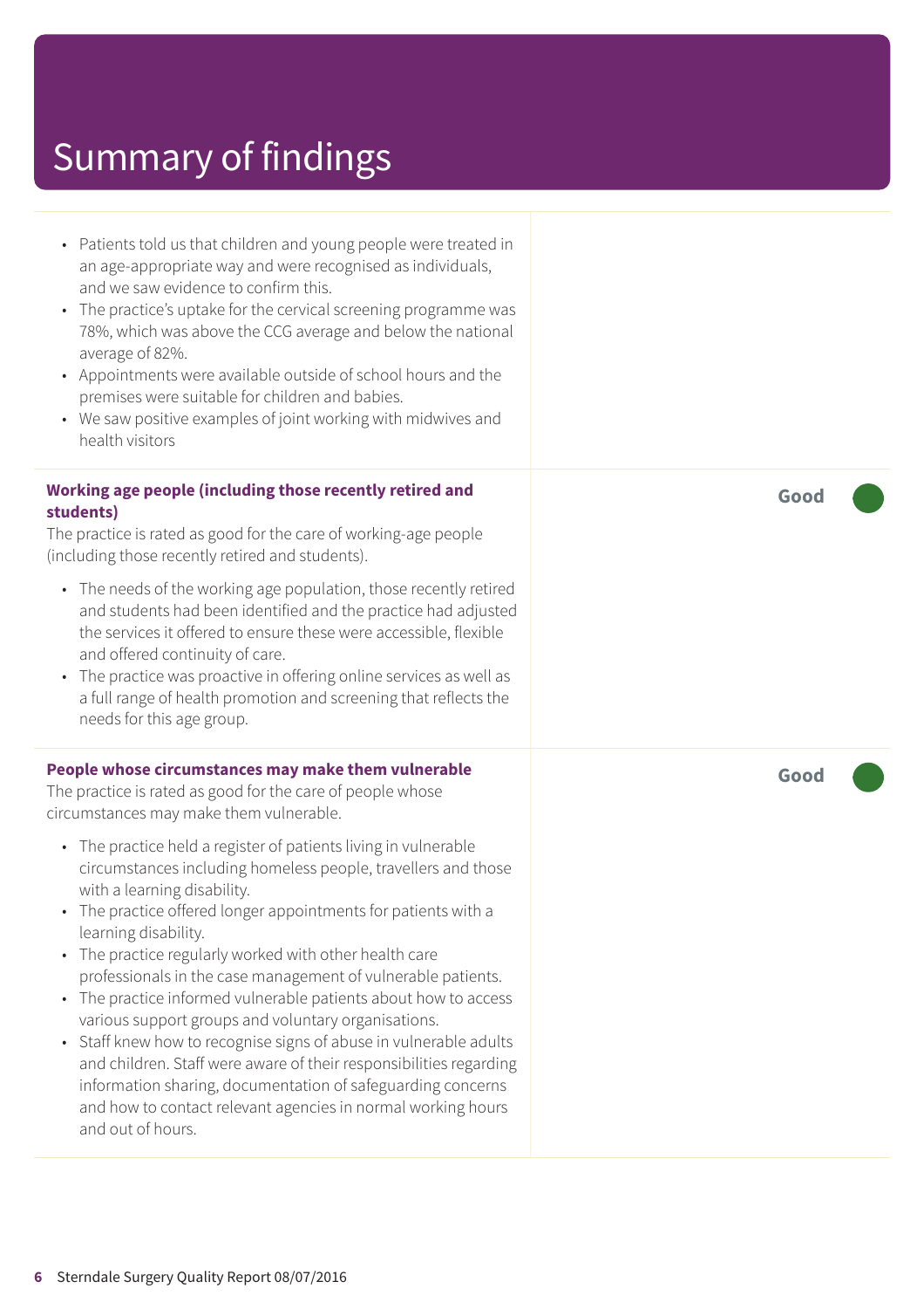# Summary of findings

- Patients told us that children and young people were treated in an age-appropriate way and were recognised as individuals, and we saw evidence to confirm this.
- The practice's uptake for the cervical screening programme was 78%, which was above the CCG average and below the national average of 82%.
- Appointments were available outside of school hours and the premises were suitable for children and babies.
- We saw positive examples of joint working with midwives and health visitors

**Working age people (including those recently retired and students)** — **Good**

The practice is rated as good for the care of working-age people (including those recently retired and students).

- The needs of the working age population, those recently retired and students had been identified and the practice had adjusted the services it offered to ensure these were accessible, flexible and offered continuity of care.
- The practice was proactive in offering online services as well as a full range of health promotion and screening that reflects the needs for this age group.

**People whose circumstances may make them vulnerable** — **Good**

The practice is rated as good for the care of people whose circumstances may make them vulnerable.

- The practice held a register of patients living in vulnerable circumstances including homeless people, travellers and those with a learning disability.
- The practice offered longer appointments for patients with a learning disability.
- The practice regularly worked with other health care professionals in the case management of vulnerable patients.
- The practice informed vulnerable patients about how to access various support groups and voluntary organisations.
- Staff knew how to recognise signs of abuse in vulnerable adults and children. Staff were aware of their responsibilities regarding information sharing, documentation of safeguarding concerns and how to contact relevant agencies in normal working hours and out of hours.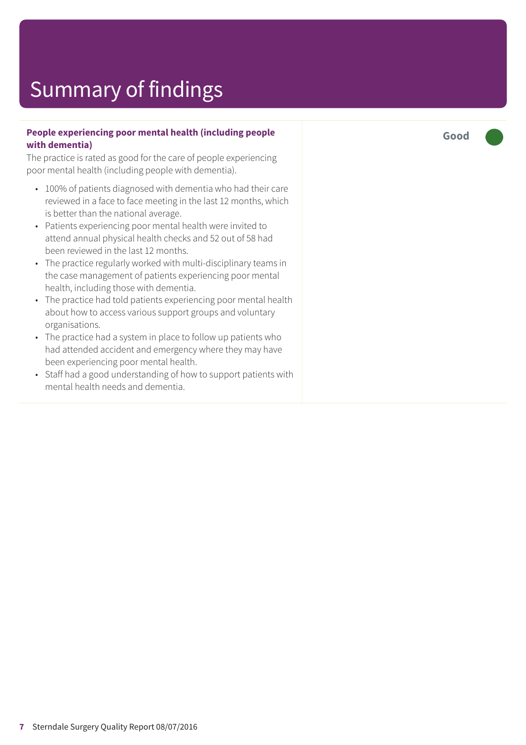# Summary of findings

**People experiencing poor mental health (including people with dementia)**

**Good**

The practice is rated as good for the care of people experiencing poor mental health (including people with dementia).

- 100% of patients diagnosed with dementia who had their care reviewed in a face to face meeting in the last 12 months, which is better than the national average.
- Patients experiencing poor mental health were invited to attend annual physical health checks and 52 out of 58 had been reviewed in the last 12 months.
- The practice regularly worked with multi-disciplinary teams in the case management of patients experiencing poor mental health, including those with dementia.
- The practice had told patients experiencing poor mental health about how to access various support groups and voluntary organisations.
- The practice had a system in place to follow up patients who had attended accident and emergency where they may have been experiencing poor mental health.
- Staff had a good understanding of how to support patients with mental health needs and dementia.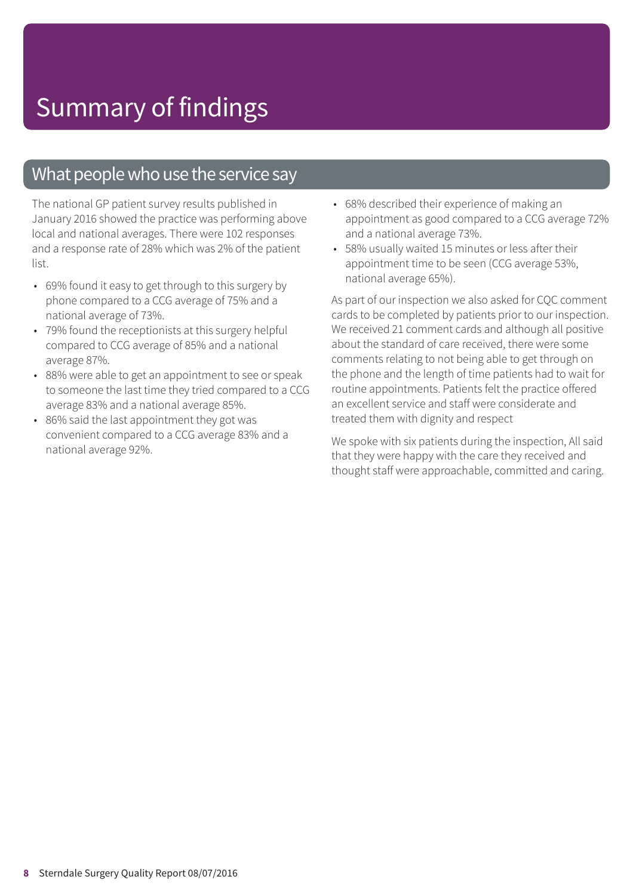# Summary of findings

## What people who use the service say

The national GP patient survey results published in January 2016 showed the practice was performing above local and national averages. There were 102 responses and a response rate of 28% which was 2% of the patient list.

- 69% found it easy to get through to this surgery by phone compared to a CCG average of 75% and a national average of 73%.
- 79% found the receptionists at this surgery helpful compared to CCG average of 85% and a national average 87%.
- 88% were able to get an appointment to see or speak to someone the last time they tried compared to a CCG average 83% and a national average 85%.
- 86% said the last appointment they got was convenient compared to a CCG average 83% and a national average 92%.
- 68% described their experience of making an appointment as good compared to a CCG average 72% and a national average 73%.
- 58% usually waited 15 minutes or less after their appointment time to be seen (CCG average 53%, national average 65%).

As part of our inspection we also asked for CQC comment cards to be completed by patients prior to our inspection. We received 21 comment cards and although all positive about the standard of care received, there were some comments relating to not being able to get through on the phone and the length of time patients had to wait for routine appointments. Patients felt the practice offered an excellent service and staff were considerate and treated them with dignity and respect

We spoke with six patients during the inspection, All said that they were happy with the care they received and thought staff were approachable, committed and caring.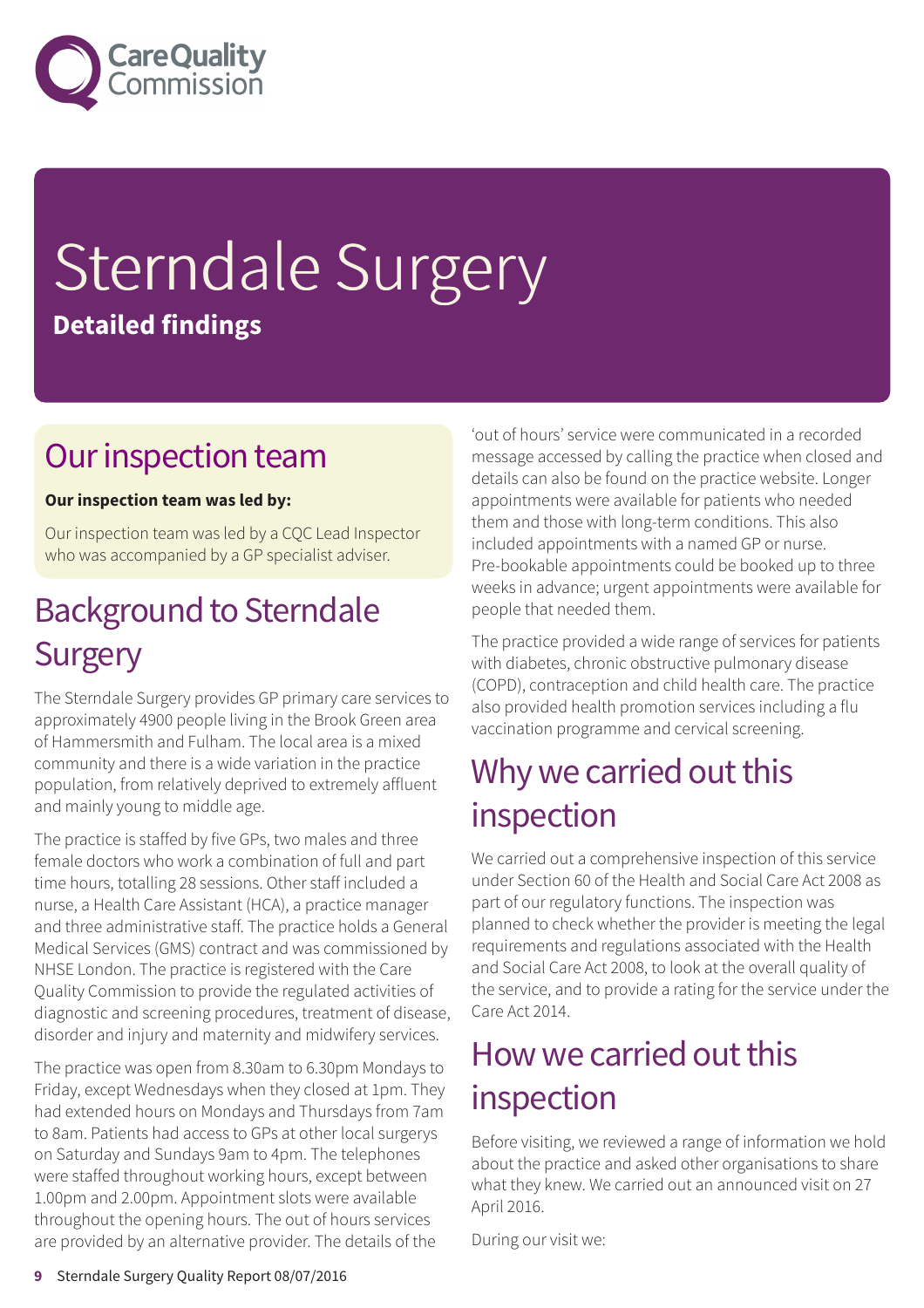# Sterndale Surgery

**Detailed findings**

## Our inspection team

**Our inspection team was led by:**

Our inspection team was led by a CQC Lead Inspector who was accompanied by a GP specialist adviser.

## Background to Sterndale Surgery

The Sterndale Surgery provides GP primary care services to approximately 4900 people living in the Brook Green area of Hammersmith and Fulham. The local area is a mixed community and there is a wide variation in the practice population, from relatively deprived to extremely affluent and mainly young to middle age.

The practice is staffed by five GPs, two males and three female doctors who work a combination of full and part time hours, totalling 28 sessions. Other staff included a nurse, a Health Care Assistant (HCA), a practice manager and three administrative staff. The practice holds a General Medical Services (GMS) contract and was commissioned by NHSE London. The practice is registered with the Care Quality Commission to provide the regulated activities of diagnostic and screening procedures, treatment of disease, disorder and injury and maternity and midwifery services.

The practice was open from 8.30am to 6.30pm Mondays to Friday, except Wednesdays when they closed at 1pm. They had extended hours on Mondays and Thursdays from 7am to 8am. Patients had access to GPs at other local surgerys on Saturday and Sundays 9am to 4pm. The telephones were staffed throughout working hours, except between 1.00pm and 2.00pm. Appointment slots were available throughout the opening hours. The out of hours services are provided by an alternative provider. The details of the 'out of hours' service were communicated in a recorded message accessed by calling the practice when closed and details can also be found on the practice website. Longer appointments were available for patients who needed them and those with long-term conditions. This also included appointments with a named GP or nurse. Pre-bookable appointments could be booked up to three weeks in advance; urgent appointments were available for people that needed them.

The practice provided a wide range of services for patients with diabetes, chronic obstructive pulmonary disease (COPD), contraception and child health care. The practice also provided health promotion services including a flu vaccination programme and cervical screening.

## Why we carried out this inspection

We carried out a comprehensive inspection of this service under Section 60 of the Health and Social Care Act 2008 as part of our regulatory functions. The inspection was planned to check whether the provider is meeting the legal requirements and regulations associated with the Health and Social Care Act 2008, to look at the overall quality of the service, and to provide a rating for the service under the Care Act 2014.

## How we carried out this inspection

Before visiting, we reviewed a range of information we hold about the practice and asked other organisations to share what they knew. We carried out an announced visit on 27 April 2016.

During our visit we: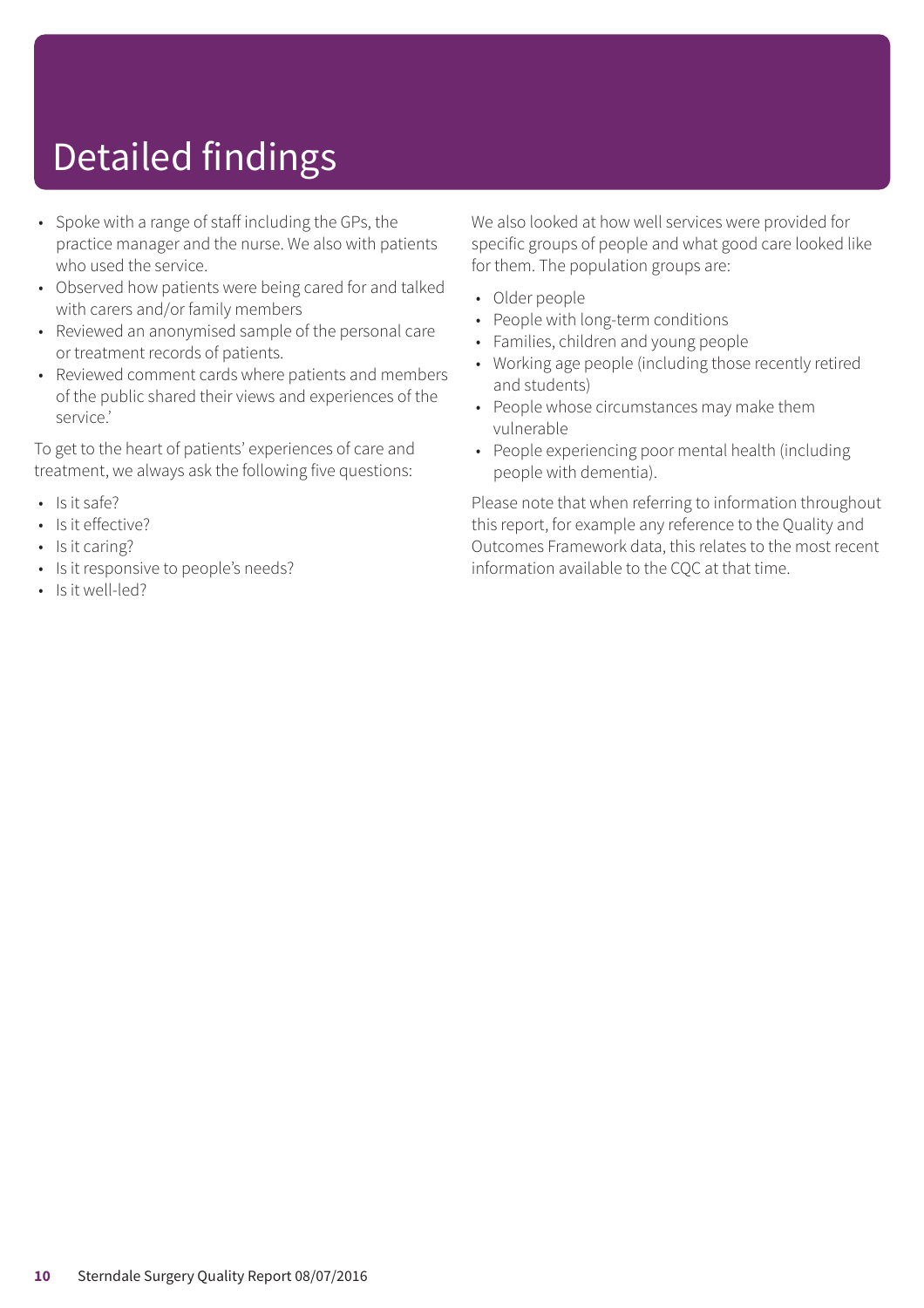# Detailed findings

- Spoke with a range of staff including the GPs, the practice manager and the nurse. We also with patients who used the service.
- Observed how patients were being cared for and talked with carers and/or family members
- Reviewed an anonymised sample of the personal care or treatment records of patients.
- Reviewed comment cards where patients and members of the public shared their views and experiences of the service.'

To get to the heart of patients' experiences of care and treatment, we always ask the following five questions:

- Is it safe?
- Is it effective?
- Is it caring?
- Is it responsive to people's needs?
- Is it well-led?

We also looked at how well services were provided for specific groups of people and what good care looked like for them. The population groups are:

- Older people
- People with long-term conditions
- Families, children and young people
- Working age people (including those recently retired and students)
- People whose circumstances may make them vulnerable
- People experiencing poor mental health (including people with dementia).

Please note that when referring to information throughout this report, for example any reference to the Quality and Outcomes Framework data, this relates to the most recent information available to the CQC at that time.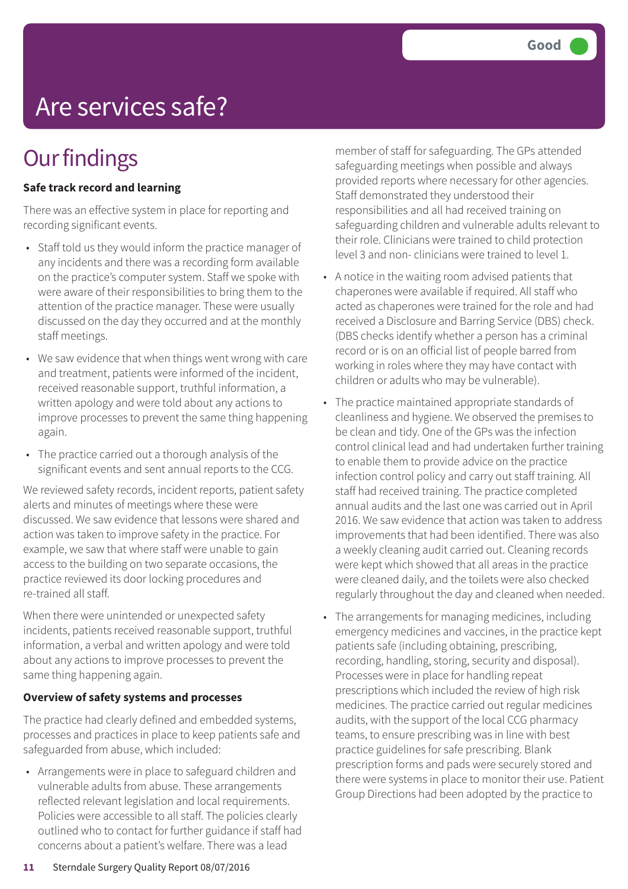Good

# Are services safe?

## Our findings

**Safe track record and learning**

There was an effective system in place for reporting and recording significant events.

- Staff told us they would inform the practice manager of any incidents and there was a recording form available on the practice's computer system. Staff we spoke with were aware of their responsibilities to bring them to the attention of the practice manager. These were usually discussed on the day they occurred and at the monthly staff meetings.
- We saw evidence that when things went wrong with care and treatment, patients were informed of the incident, received reasonable support, truthful information, a written apology and were told about any actions to improve processes to prevent the same thing happening again.
- The practice carried out a thorough analysis of the significant events and sent annual reports to the CCG.

We reviewed safety records, incident reports, patient safety alerts and minutes of meetings where these were discussed. We saw evidence that lessons were shared and action was taken to improve safety in the practice. For example, we saw that where staff were unable to gain access to the building on two separate occasions, the practice reviewed its door locking procedures and re-trained all staff.

When there were unintended or unexpected safety incidents, patients received reasonable support, truthful information, a verbal and written apology and were told about any actions to improve processes to prevent the same thing happening again.

**Overview of safety systems and processes**

The practice had clearly defined and embedded systems, processes and practices in place to keep patients safe and safeguarded from abuse, which included:

- Arrangements were in place to safeguard children and vulnerable adults from abuse. These arrangements reflected relevant legislation and local requirements. Policies were accessible to all staff. The policies clearly outlined who to contact for further guidance if staff had concerns about a patient's welfare. There was a lead member of staff for safeguarding. The GPs attended safeguarding meetings when possible and always provided reports where necessary for other agencies. Staff demonstrated they understood their responsibilities and all had received training on safeguarding children and vulnerable adults relevant to their role. Clinicians were trained to child protection level 3 and non- clinicians were trained to level 1.
- A notice in the waiting room advised patients that chaperones were available if required. All staff who acted as chaperones were trained for the role and had received a Disclosure and Barring Service (DBS) check. (DBS checks identify whether a person has a criminal record or is on an official list of people barred from working in roles where they may have contact with children or adults who may be vulnerable).
- The practice maintained appropriate standards of cleanliness and hygiene. We observed the premises to be clean and tidy. One of the GPs was the infection control clinical lead and had undertaken further training to enable them to provide advice on the practice infection control policy and carry out staff training. All staff had received training. The practice completed annual audits and the last one was carried out in April 2016. We saw evidence that action was taken to address improvements that had been identified. There was also a weekly cleaning audit carried out. Cleaning records were kept which showed that all areas in the practice were cleaned daily, and the toilets were also checked regularly throughout the day and cleaned when needed.
- The arrangements for managing medicines, including emergency medicines and vaccines, in the practice kept patients safe (including obtaining, prescribing, recording, handling, storing, security and disposal). Processes were in place for handling repeat prescriptions which included the review of high risk medicines. The practice carried out regular medicines audits, with the support of the local CCG pharmacy teams, to ensure prescribing was in line with best practice guidelines for safe prescribing. Blank prescription forms and pads were securely stored and there were systems in place to monitor their use. Patient Group Directions had been adopted by the practice to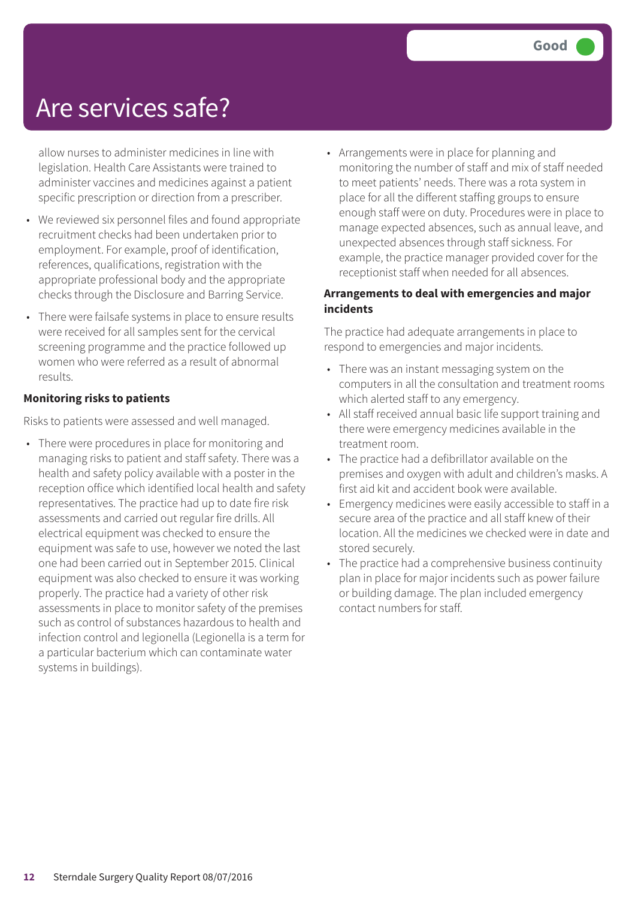# Are services safe?

Good

allow nurses to administer medicines in line with legislation. Health Care Assistants were trained to administer vaccines and medicines against a patient specific prescription or direction from a prescriber.

- We reviewed six personnel files and found appropriate recruitment checks had been undertaken prior to employment. For example, proof of identification, references, qualifications, registration with the appropriate professional body and the appropriate checks through the Disclosure and Barring Service.
- There were failsafe systems in place to ensure results were received for all samples sent for the cervical screening programme and the practice followed up women who were referred as a result of abnormal results.

**Monitoring risks to patients**

Risks to patients were assessed and well managed.

- There were procedures in place for monitoring and managing risks to patient and staff safety. There was a health and safety policy available with a poster in the reception office which identified local health and safety representatives. The practice had up to date fire risk assessments and carried out regular fire drills. All electrical equipment was checked to ensure the equipment was safe to use, however we noted the last one had been carried out in September 2015. Clinical equipment was also checked to ensure it was working properly. The practice had a variety of other risk assessments in place to monitor safety of the premises such as control of substances hazardous to health and infection control and legionella (Legionella is a term for a particular bacterium which can contaminate water systems in buildings).
- Arrangements were in place for planning and monitoring the number of staff and mix of staff needed to meet patients' needs. There was a rota system in place for all the different staffing groups to ensure enough staff were on duty. Procedures were in place to manage expected absences, such as annual leave, and unexpected absences through staff sickness. For example, the practice manager provided cover for the receptionist staff when needed for all absences.

**Arrangements to deal with emergencies and major incidents**

The practice had adequate arrangements in place to respond to emergencies and major incidents.

- There was an instant messaging system on the computers in all the consultation and treatment rooms which alerted staff to any emergency.
- All staff received annual basic life support training and there were emergency medicines available in the treatment room.
- The practice had a defibrillator available on the premises and oxygen with adult and children's masks. A first aid kit and accident book were available.
- Emergency medicines were easily accessible to staff in a secure area of the practice and all staff knew of their location. All the medicines we checked were in date and stored securely.
- The practice had a comprehensive business continuity plan in place for major incidents such as power failure or building damage. The plan included emergency contact numbers for staff.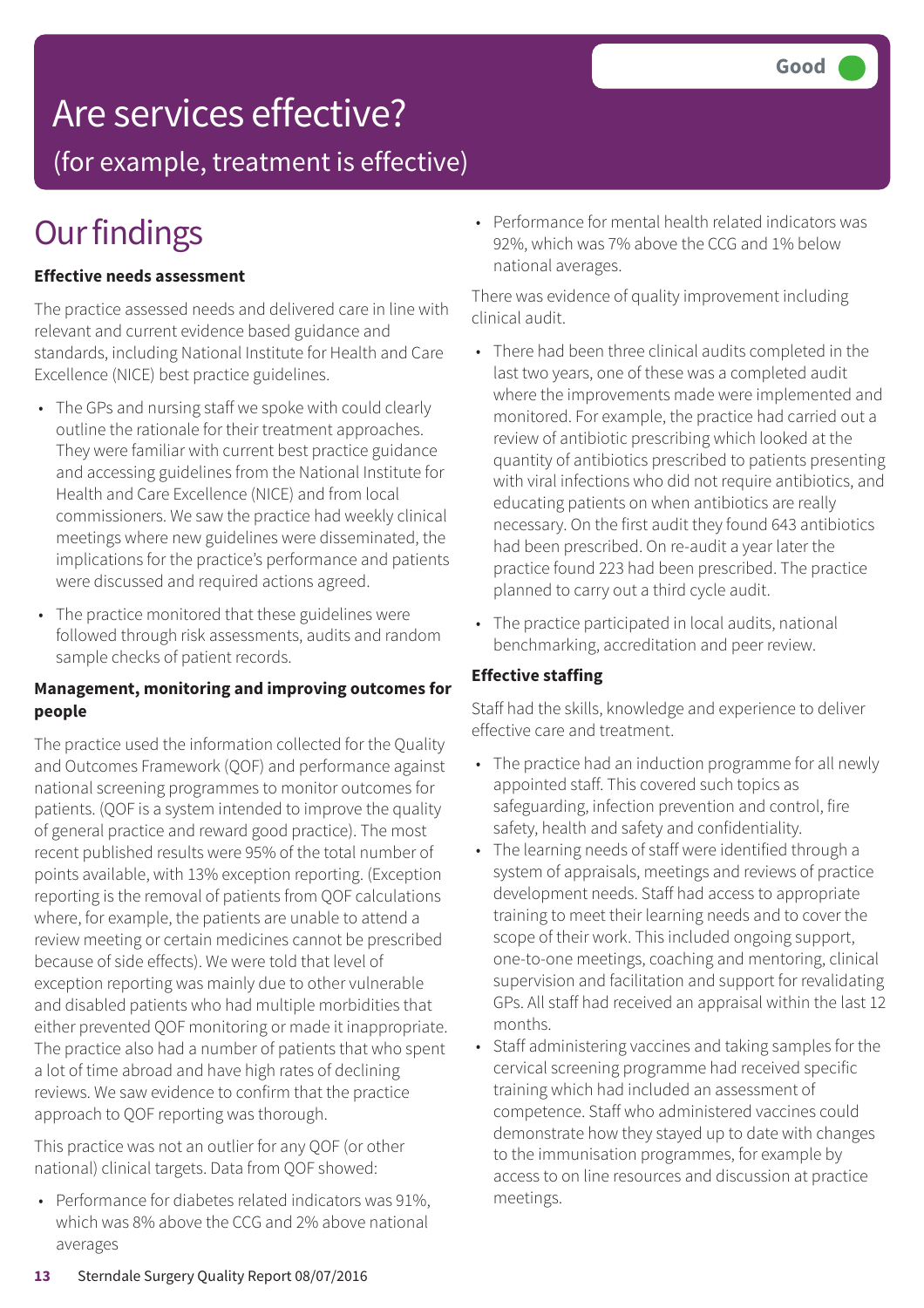Good

# Are services effective?

(for example, treatment is effective)

## Our findings

**Effective needs assessment**

The practice assessed needs and delivered care in line with relevant and current evidence based guidance and standards, including National Institute for Health and Care Excellence (NICE) best practice guidelines.

- The GPs and nursing staff we spoke with could clearly outline the rationale for their treatment approaches. They were familiar with current best practice guidance and accessing guidelines from the National Institute for Health and Care Excellence (NICE) and from local commissioners. We saw the practice had weekly clinical meetings where new guidelines were disseminated, the implications for the practice's performance and patients were discussed and required actions agreed.
- The practice monitored that these guidelines were followed through risk assessments, audits and random sample checks of patient records.

**Management, monitoring and improving outcomes for people**

The practice used the information collected for the Quality and Outcomes Framework (QOF) and performance against national screening programmes to monitor outcomes for patients. (QOF is a system intended to improve the quality of general practice and reward good practice). The most recent published results were 95% of the total number of points available, with 13% exception reporting. (Exception reporting is the removal of patients from QOF calculations where, for example, the patients are unable to attend a review meeting or certain medicines cannot be prescribed because of side effects). We were told that level of exception reporting was mainly due to other vulnerable and disabled patients who had multiple morbidities that either prevented QOF monitoring or made it inappropriate. The practice also had a number of patients that who spent a lot of time abroad and have high rates of declining reviews. We saw evidence to confirm that the practice approach to QOF reporting was thorough.

This practice was not an outlier for any QOF (or other national) clinical targets. Data from QOF showed:

- Performance for diabetes related indicators was 91%, which was 8% above the CCG and 2% above national averages
- Performance for mental health related indicators was 92%, which was 7% above the CCG and 1% below national averages.

There was evidence of quality improvement including clinical audit.

- There had been three clinical audits completed in the last two years, one of these was a completed audit where the improvements made were implemented and monitored. For example, the practice had carried out a review of antibiotic prescribing which looked at the quantity of antibiotics prescribed to patients presenting with viral infections who did not require antibiotics, and educating patients on when antibiotics are really necessary. On the first audit they found 643 antibiotics had been prescribed. On re-audit a year later the practice found 223 had been prescribed. The practice planned to carry out a third cycle audit.
- The practice participated in local audits, national benchmarking, accreditation and peer review.

**Effective staffing**

Staff had the skills, knowledge and experience to deliver effective care and treatment.

- The practice had an induction programme for all newly appointed staff. This covered such topics as safeguarding, infection prevention and control, fire safety, health and safety and confidentiality.
- The learning needs of staff were identified through a system of appraisals, meetings and reviews of practice development needs. Staff had access to appropriate training to meet their learning needs and to cover the scope of their work. This included ongoing support, one-to-one meetings, coaching and mentoring, clinical supervision and facilitation and support for revalidating GPs. All staff had received an appraisal within the last 12 months.
- Staff administering vaccines and taking samples for the cervical screening programme had received specific training which had included an assessment of competence. Staff who administered vaccines could demonstrate how they stayed up to date with changes to the immunisation programmes, for example by access to on line resources and discussion at practice meetings.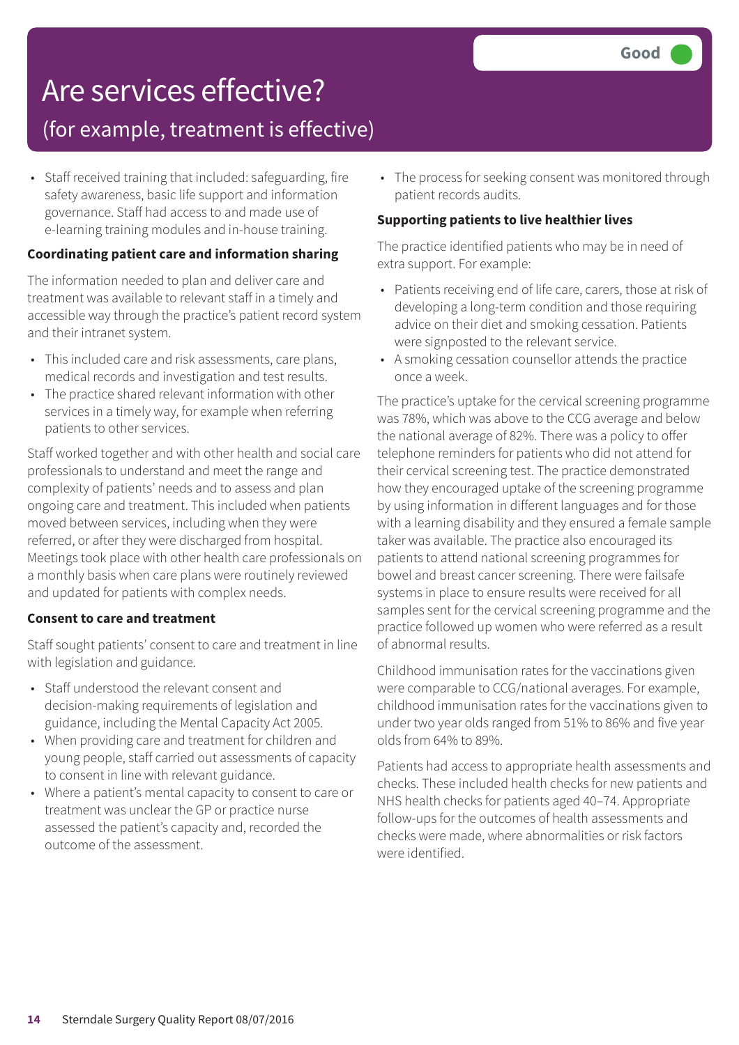Good

# Are services effective?

## (for example, treatment is effective)

- Staff received training that included: safeguarding, fire safety awareness, basic life support and information governance. Staff had access to and made use of e-learning training modules and in-house training.

**Coordinating patient care and information sharing**

The information needed to plan and deliver care and treatment was available to relevant staff in a timely and accessible way through the practice's patient record system and their intranet system.

- This included care and risk assessments, care plans, medical records and investigation and test results.
- The practice shared relevant information with other services in a timely way, for example when referring patients to other services.

Staff worked together and with other health and social care professionals to understand and meet the range and complexity of patients' needs and to assess and plan ongoing care and treatment. This included when patients moved between services, including when they were referred, or after they were discharged from hospital. Meetings took place with other health care professionals on a monthly basis when care plans were routinely reviewed and updated for patients with complex needs.

**Consent to care and treatment**

Staff sought patients' consent to care and treatment in line with legislation and guidance.

- Staff understood the relevant consent and decision-making requirements of legislation and guidance, including the Mental Capacity Act 2005.
- When providing care and treatment for children and young people, staff carried out assessments of capacity to consent in line with relevant guidance.
- Where a patient's mental capacity to consent to care or treatment was unclear the GP or practice nurse assessed the patient's capacity and, recorded the outcome of the assessment.
- The process for seeking consent was monitored through patient records audits.

**Supporting patients to live healthier lives**

The practice identified patients who may be in need of extra support. For example:

- Patients receiving end of life care, carers, those at risk of developing a long-term condition and those requiring advice on their diet and smoking cessation. Patients were signposted to the relevant service.
- A smoking cessation counsellor attends the practice once a week.

The practice's uptake for the cervical screening programme was 78%, which was above to the CCG average and below the national average of 82%. There was a policy to offer telephone reminders for patients who did not attend for their cervical screening test. The practice demonstrated how they encouraged uptake of the screening programme by using information in different languages and for those with a learning disability and they ensured a female sample taker was available. The practice also encouraged its patients to attend national screening programmes for bowel and breast cancer screening. There were failsafe systems in place to ensure results were received for all samples sent for the cervical screening programme and the practice followed up women who were referred as a result of abnormal results.

Childhood immunisation rates for the vaccinations given were comparable to CCG/national averages. For example, childhood immunisation rates for the vaccinations given to under two year olds ranged from 51% to 86% and five year olds from 64% to 89%.

Patients had access to appropriate health assessments and checks. These included health checks for new patients and NHS health checks for patients aged 40–74. Appropriate follow-ups for the outcomes of health assessments and checks were made, where abnormalities or risk factors were identified.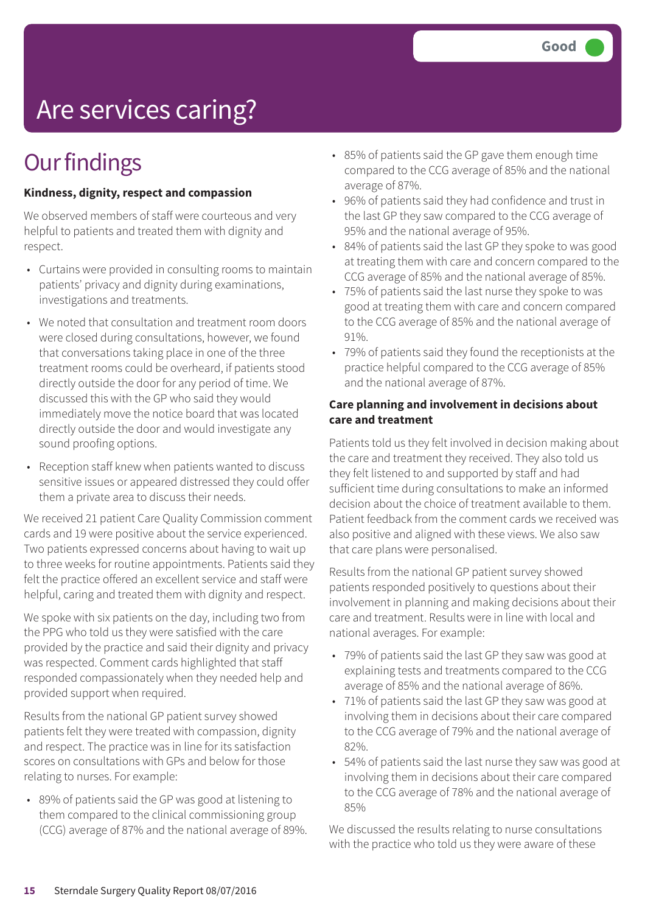Good

# Are services caring?

## Our findings

**Kindness, dignity, respect and compassion**

We observed members of staff were courteous and very helpful to patients and treated them with dignity and respect.

- Curtains were provided in consulting rooms to maintain patients' privacy and dignity during examinations, investigations and treatments.
- We noted that consultation and treatment room doors were closed during consultations, however, we found that conversations taking place in one of the three treatment rooms could be overheard, if patients stood directly outside the door for any period of time. We discussed this with the GP who said they would immediately move the notice board that was located directly outside the door and would investigate any sound proofing options.
- Reception staff knew when patients wanted to discuss sensitive issues or appeared distressed they could offer them a private area to discuss their needs.

We received 21 patient Care Quality Commission comment cards and 19 were positive about the service experienced. Two patients expressed concerns about having to wait up to three weeks for routine appointments. Patients said they felt the practice offered an excellent service and staff were helpful, caring and treated them with dignity and respect.

We spoke with six patients on the day, including two from the PPG who told us they were satisfied with the care provided by the practice and said their dignity and privacy was respected. Comment cards highlighted that staff responded compassionately when they needed help and provided support when required.

Results from the national GP patient survey showed patients felt they were treated with compassion, dignity and respect. The practice was in line for its satisfaction scores on consultations with GPs and below for those relating to nurses. For example:

- 89% of patients said the GP was good at listening to them compared to the clinical commissioning group (CCG) average of 87% and the national average of 89%.
- 85% of patients said the GP gave them enough time compared to the CCG average of 85% and the national average of 87%.
- 96% of patients said they had confidence and trust in the last GP they saw compared to the CCG average of 95% and the national average of 95%.
- 84% of patients said the last GP they spoke to was good at treating them with care and concern compared to the CCG average of 85% and the national average of 85%.
- 75% of patients said the last nurse they spoke to was good at treating them with care and concern compared to the CCG average of 85% and the national average of 91%.
- 79% of patients said they found the receptionists at the practice helpful compared to the CCG average of 85% and the national average of 87%.

**Care planning and involvement in decisions about care and treatment**

Patients told us they felt involved in decision making about the care and treatment they received. They also told us they felt listened to and supported by staff and had sufficient time during consultations to make an informed decision about the choice of treatment available to them. Patient feedback from the comment cards we received was also positive and aligned with these views. We also saw that care plans were personalised.

Results from the national GP patient survey showed patients responded positively to questions about their involvement in planning and making decisions about their care and treatment. Results were in line with local and national averages. For example:

- 79% of patients said the last GP they saw was good at explaining tests and treatments compared to the CCG average of 85% and the national average of 86%.
- 71% of patients said the last GP they saw was good at involving them in decisions about their care compared to the CCG average of 79% and the national average of 82%.
- 54% of patients said the last nurse they saw was good at involving them in decisions about their care compared to the CCG average of 78% and the national average of 85%

We discussed the results relating to nurse consultations with the practice who told us they were aware of these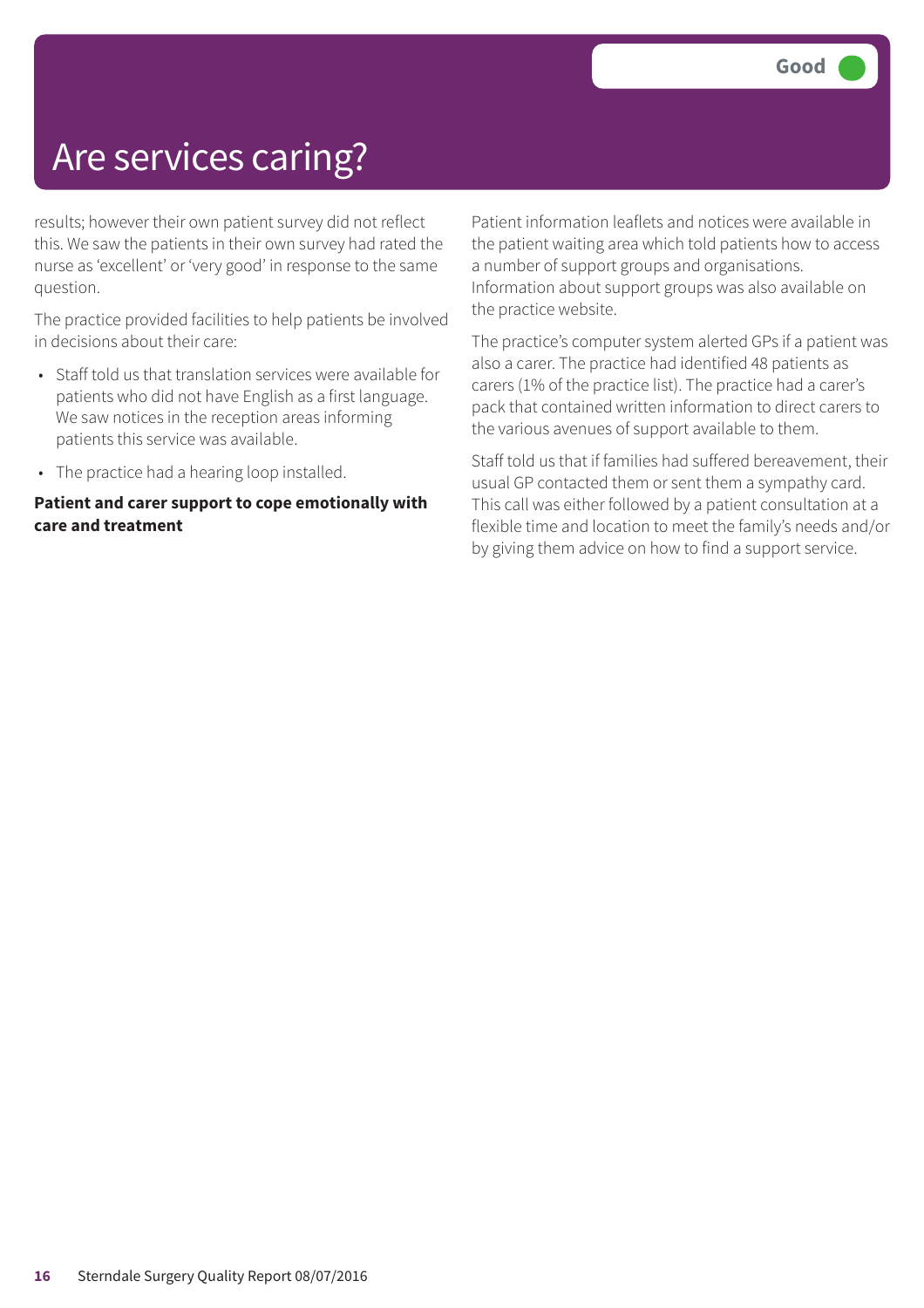# Are services caring?

Good

results; however their own patient survey did not reflect this. We saw the patients in their own survey had rated the nurse as 'excellent' or 'very good' in response to the same question.

The practice provided facilities to help patients be involved in decisions about their care:

- Staff told us that translation services were available for patients who did not have English as a first language. We saw notices in the reception areas informing patients this service was available.
- The practice had a hearing loop installed.

**Patient and carer support to cope emotionally with care and treatment**

Patient information leaflets and notices were available in the patient waiting area which told patients how to access a number of support groups and organisations. Information about support groups was also available on the practice website.

The practice's computer system alerted GPs if a patient was also a carer. The practice had identified 48 patients as carers (1% of the practice list). The practice had a carer's pack that contained written information to direct carers to the various avenues of support available to them.

Staff told us that if families had suffered bereavement, their usual GP contacted them or sent them a sympathy card. This call was either followed by a patient consultation at a flexible time and location to meet the family's needs and/or by giving them advice on how to find a support service.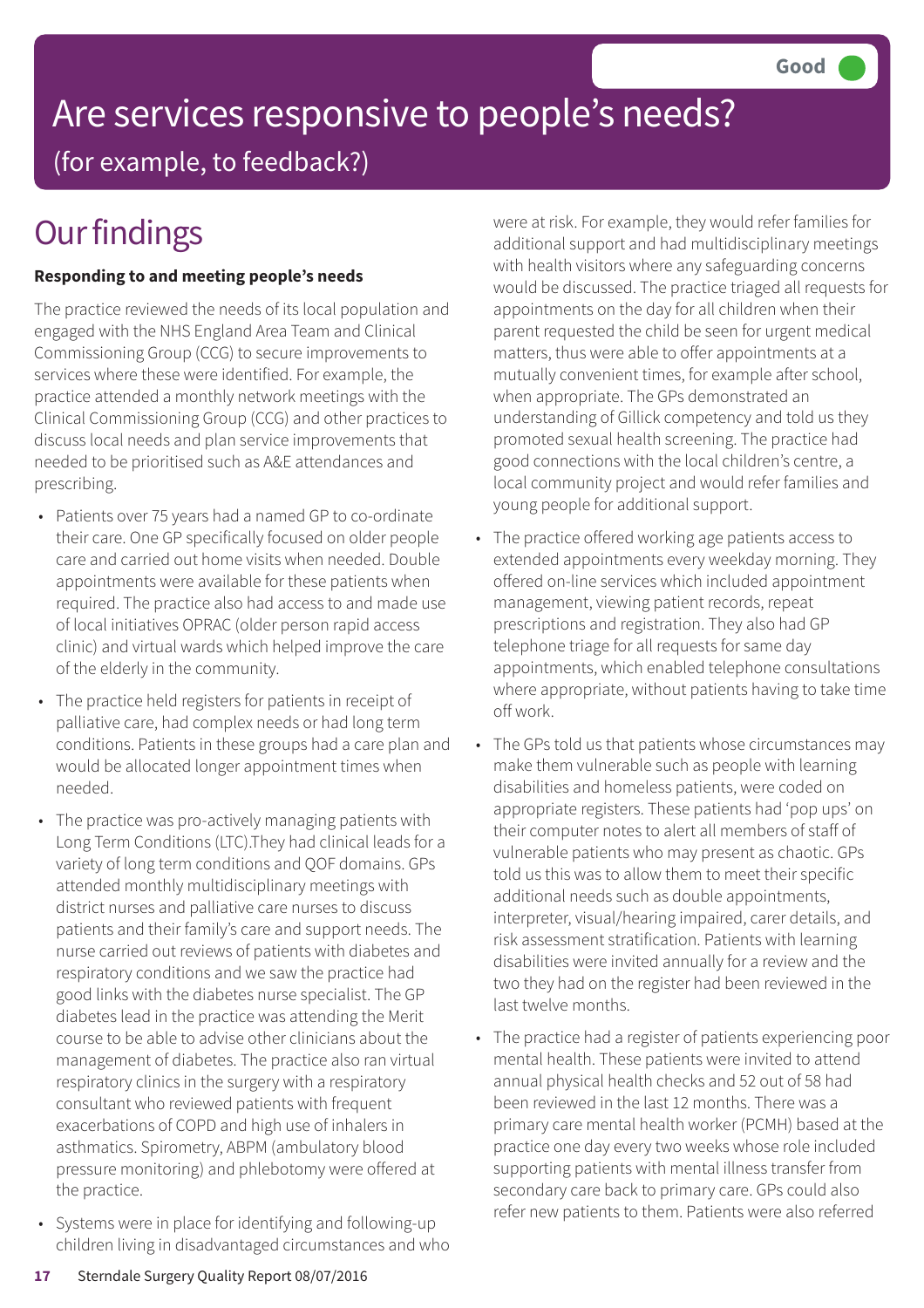# Are services responsive to people's needs?

(for example, to feedback?)

**Good**

## Our findings

**Responding to and meeting people's needs**

The practice reviewed the needs of its local population and engaged with the NHS England Area Team and Clinical Commissioning Group (CCG) to secure improvements to services where these were identified. For example, the practice attended a monthly network meetings with the Clinical Commissioning Group (CCG) and other practices to discuss local needs and plan service improvements that needed to be prioritised such as A&E attendances and prescribing.

- Patients over 75 years had a named GP to co-ordinate their care. One GP specifically focused on older people care and carried out home visits when needed. Double appointments were available for these patients when required. The practice also had access to and made use of local initiatives OPRAC (older person rapid access clinic) and virtual wards which helped improve the care of the elderly in the community.
- The practice held registers for patients in receipt of palliative care, had complex needs or had long term conditions. Patients in these groups had a care plan and would be allocated longer appointment times when needed.
- The practice was pro-actively managing patients with Long Term Conditions (LTC).They had clinical leads for a variety of long term conditions and QOF domains. GPs attended monthly multidisciplinary meetings with district nurses and palliative care nurses to discuss patients and their family's care and support needs. The nurse carried out reviews of patients with diabetes and respiratory conditions and we saw the practice had good links with the diabetes nurse specialist. The GP diabetes lead in the practice was attending the Merit course to be able to advise other clinicians about the management of diabetes. The practice also ran virtual respiratory clinics in the surgery with a respiratory consultant who reviewed patients with frequent exacerbations of COPD and high use of inhalers in asthmatics. Spirometry, ABPM (ambulatory blood pressure monitoring) and phlebotomy were offered at the practice.
- Systems were in place for identifying and following-up children living in disadvantaged circumstances and who were at risk. For example, they would refer families for additional support and had multidisciplinary meetings with health visitors where any safeguarding concerns would be discussed. The practice triaged all requests for appointments on the day for all children when their parent requested the child be seen for urgent medical matters, thus were able to offer appointments at a mutually convenient times, for example after school, when appropriate. The GPs demonstrated an understanding of Gillick competency and told us they promoted sexual health screening. The practice had good connections with the local children's centre, a local community project and would refer families and young people for additional support.
- The practice offered working age patients access to extended appointments every weekday morning. They offered on-line services which included appointment management, viewing patient records, repeat prescriptions and registration. They also had GP telephone triage for all requests for same day appointments, which enabled telephone consultations where appropriate, without patients having to take time off work.
- The GPs told us that patients whose circumstances may make them vulnerable such as people with learning disabilities and homeless patients, were coded on appropriate registers. These patients had 'pop ups' on their computer notes to alert all members of staff of vulnerable patients who may present as chaotic. GPs told us this was to allow them to meet their specific additional needs such as double appointments, interpreter, visual/hearing impaired, carer details, and risk assessment stratification. Patients with learning disabilities were invited annually for a review and the two they had on the register had been reviewed in the last twelve months.
- The practice had a register of patients experiencing poor mental health. These patients were invited to attend annual physical health checks and 52 out of 58 had been reviewed in the last 12 months. There was a primary care mental health worker (PCMH) based at the practice one day every two weeks whose role included supporting patients with mental illness transfer from secondary care back to primary care. GPs could also refer new patients to them. Patients were also referred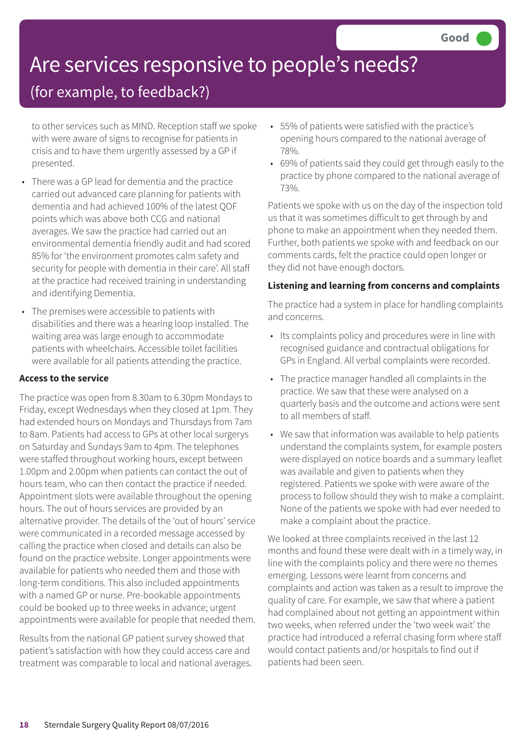# Are services responsive to people's needs?

## (for example, to feedback?)

Good

to other services such as MIND. Reception staff we spoke with were aware of signs to recognise for patients in crisis and to have them urgently assessed by a GP if presented.

- There was a GP lead for dementia and the practice carried out advanced care planning for patients with dementia and had achieved 100% of the latest QOF points which was above both CCG and national averages. We saw the practice had carried out an environmental dementia friendly audit and had scored 85% for 'the environment promotes calm safety and security for people with dementia in their care'. All staff at the practice had received training in understanding and identifying Dementia.
- The premises were accessible to patients with disabilities and there was a hearing loop installed. The waiting area was large enough to accommodate patients with wheelchairs. Accessible toilet facilities were available for all patients attending the practice.

**Access to the service**

The practice was open from 8.30am to 6.30pm Mondays to Friday, except Wednesdays when they closed at 1pm. They had extended hours on Mondays and Thursdays from 7am to 8am. Patients had access to GPs at other local surgerys on Saturday and Sundays 9am to 4pm. The telephones were staffed throughout working hours, except between 1.00pm and 2.00pm when patients can contact the out of hours team, who can then contact the practice if needed. Appointment slots were available throughout the opening hours. The out of hours services are provided by an alternative provider. The details of the 'out of hours' service were communicated in a recorded message accessed by calling the practice when closed and details can also be found on the practice website. Longer appointments were available for patients who needed them and those with long-term conditions. This also included appointments with a named GP or nurse. Pre-bookable appointments could be booked up to three weeks in advance; urgent appointments were available for people that needed them.

Results from the national GP patient survey showed that patient's satisfaction with how they could access care and treatment was comparable to local and national averages.

- 55% of patients were satisfied with the practice's opening hours compared to the national average of 78%.
- 69% of patients said they could get through easily to the practice by phone compared to the national average of 73%.

Patients we spoke with us on the day of the inspection told us that it was sometimes difficult to get through by and phone to make an appointment when they needed them. Further, both patients we spoke with and feedback on our comments cards, felt the practice could open longer or they did not have enough doctors.

**Listening and learning from concerns and complaints**

The practice had a system in place for handling complaints and concerns.

- Its complaints policy and procedures were in line with recognised guidance and contractual obligations for GPs in England. All verbal complaints were recorded.
- The practice manager handled all complaints in the practice. We saw that these were analysed on a quarterly basis and the outcome and actions were sent to all members of staff.
- We saw that information was available to help patients understand the complaints system, for example posters were displayed on notice boards and a summary leaflet was available and given to patients when they registered. Patients we spoke with were aware of the process to follow should they wish to make a complaint. None of the patients we spoke with had ever needed to make a complaint about the practice.

We looked at three complaints received in the last 12 months and found these were dealt with in a timely way, in line with the complaints policy and there were no themes emerging. Lessons were learnt from concerns and complaints and action was taken as a result to improve the quality of care. For example, we saw that where a patient had complained about not getting an appointment within two weeks, when referred under the 'two week wait' the practice had introduced a referral chasing form where staff would contact patients and/or hospitals to find out if patients had been seen.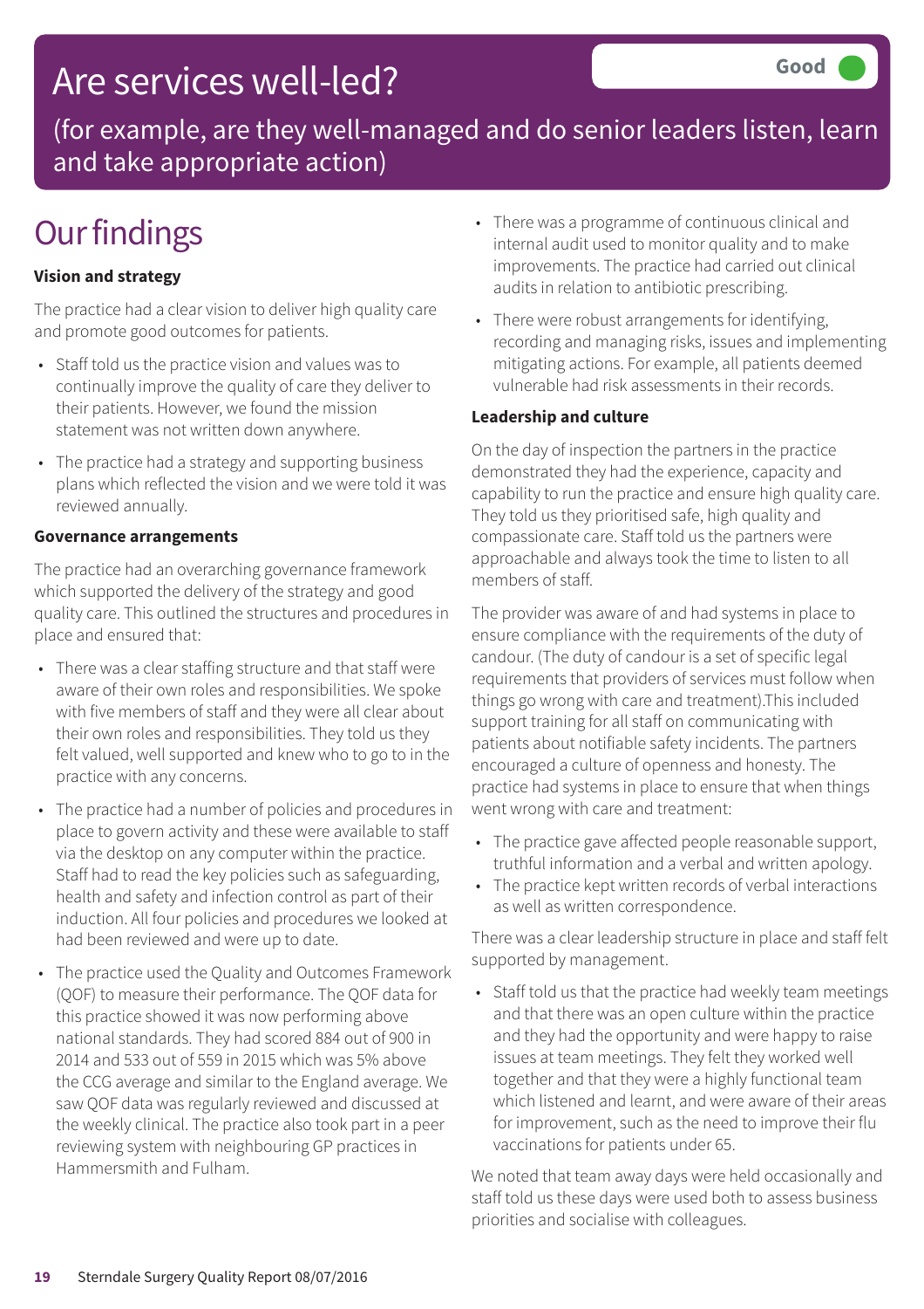# Are services well-led?

**Good**

(for example, are they well-managed and do senior leaders listen, learn and take appropriate action)

## Our findings

**Vision and strategy**

The practice had a clear vision to deliver high quality care and promote good outcomes for patients.

- Staff told us the practice vision and values was to continually improve the quality of care they deliver to their patients. However, we found the mission statement was not written down anywhere.
- The practice had a strategy and supporting business plans which reflected the vision and we were told it was reviewed annually.

**Governance arrangements**

The practice had an overarching governance framework which supported the delivery of the strategy and good quality care. This outlined the structures and procedures in place and ensured that:

- There was a clear staffing structure and that staff were aware of their own roles and responsibilities. We spoke with five members of staff and they were all clear about their own roles and responsibilities. They told us they felt valued, well supported and knew who to go to in the practice with any concerns.
- The practice had a number of policies and procedures in place to govern activity and these were available to staff via the desktop on any computer within the practice. Staff had to read the key policies such as safeguarding, health and safety and infection control as part of their induction. All four policies and procedures we looked at had been reviewed and were up to date.
- The practice used the Quality and Outcomes Framework (QOF) to measure their performance. The QOF data for this practice showed it was now performing above national standards. They had scored 884 out of 900 in 2014 and 533 out of 559 in 2015 which was 5% above the CCG average and similar to the England average. We saw QOF data was regularly reviewed and discussed at the weekly clinical. The practice also took part in a peer reviewing system with neighbouring GP practices in Hammersmith and Fulham.
- There was a programme of continuous clinical and internal audit used to monitor quality and to make improvements. The practice had carried out clinical audits in relation to antibiotic prescribing.
- There were robust arrangements for identifying, recording and managing risks, issues and implementing mitigating actions. For example, all patients deemed vulnerable had risk assessments in their records.

**Leadership and culture**

On the day of inspection the partners in the practice demonstrated they had the experience, capacity and capability to run the practice and ensure high quality care. They told us they prioritised safe, high quality and compassionate care. Staff told us the partners were approachable and always took the time to listen to all members of staff.

The provider was aware of and had systems in place to ensure compliance with the requirements of the duty of candour. (The duty of candour is a set of specific legal requirements that providers of services must follow when things go wrong with care and treatment).This included support training for all staff on communicating with patients about notifiable safety incidents. The partners encouraged a culture of openness and honesty. The practice had systems in place to ensure that when things went wrong with care and treatment:

- The practice gave affected people reasonable support, truthful information and a verbal and written apology.
- The practice kept written records of verbal interactions as well as written correspondence.

There was a clear leadership structure in place and staff felt supported by management.

- Staff told us that the practice had weekly team meetings and that there was an open culture within the practice and they had the opportunity and were happy to raise issues at team meetings. They felt they worked well together and that they were a highly functional team which listened and learnt, and were aware of their areas for improvement, such as the need to improve their flu vaccinations for patients under 65.

We noted that team away days were held occasionally and staff told us these days were used both to assess business priorities and socialise with colleagues.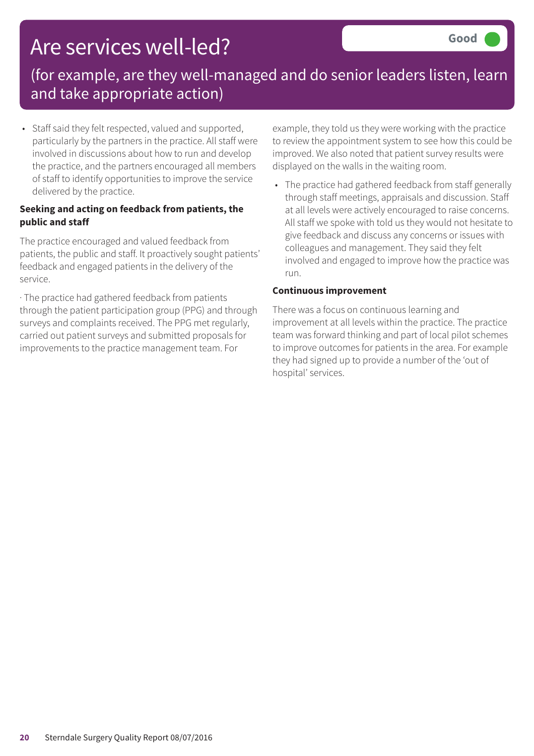# Are services well-led?

Good

(for example, are they well-managed and do senior leaders listen, learn and take appropriate action)

- Staff said they felt respected, valued and supported, particularly by the partners in the practice. All staff were involved in discussions about how to run and develop the practice, and the partners encouraged all members of staff to identify opportunities to improve the service delivered by the practice.

**Seeking and acting on feedback from patients, the public and staff**

The practice encouraged and valued feedback from patients, the public and staff. It proactively sought patients' feedback and engaged patients in the delivery of the service.

· The practice had gathered feedback from patients through the patient participation group (PPG) and through surveys and complaints received. The PPG met regularly, carried out patient surveys and submitted proposals for improvements to the practice management team. For example, they told us they were working with the practice to review the appointment system to see how this could be improved. We also noted that patient survey results were displayed on the walls in the waiting room.

- The practice had gathered feedback from staff generally through staff meetings, appraisals and discussion. Staff at all levels were actively encouraged to raise concerns. All staff we spoke with told us they would not hesitate to give feedback and discuss any concerns or issues with colleagues and management. They said they felt involved and engaged to improve how the practice was run.

**Continuous improvement**

There was a focus on continuous learning and improvement at all levels within the practice. The practice team was forward thinking and part of local pilot schemes to improve outcomes for patients in the area. For example they had signed up to provide a number of the 'out of hospital' services.